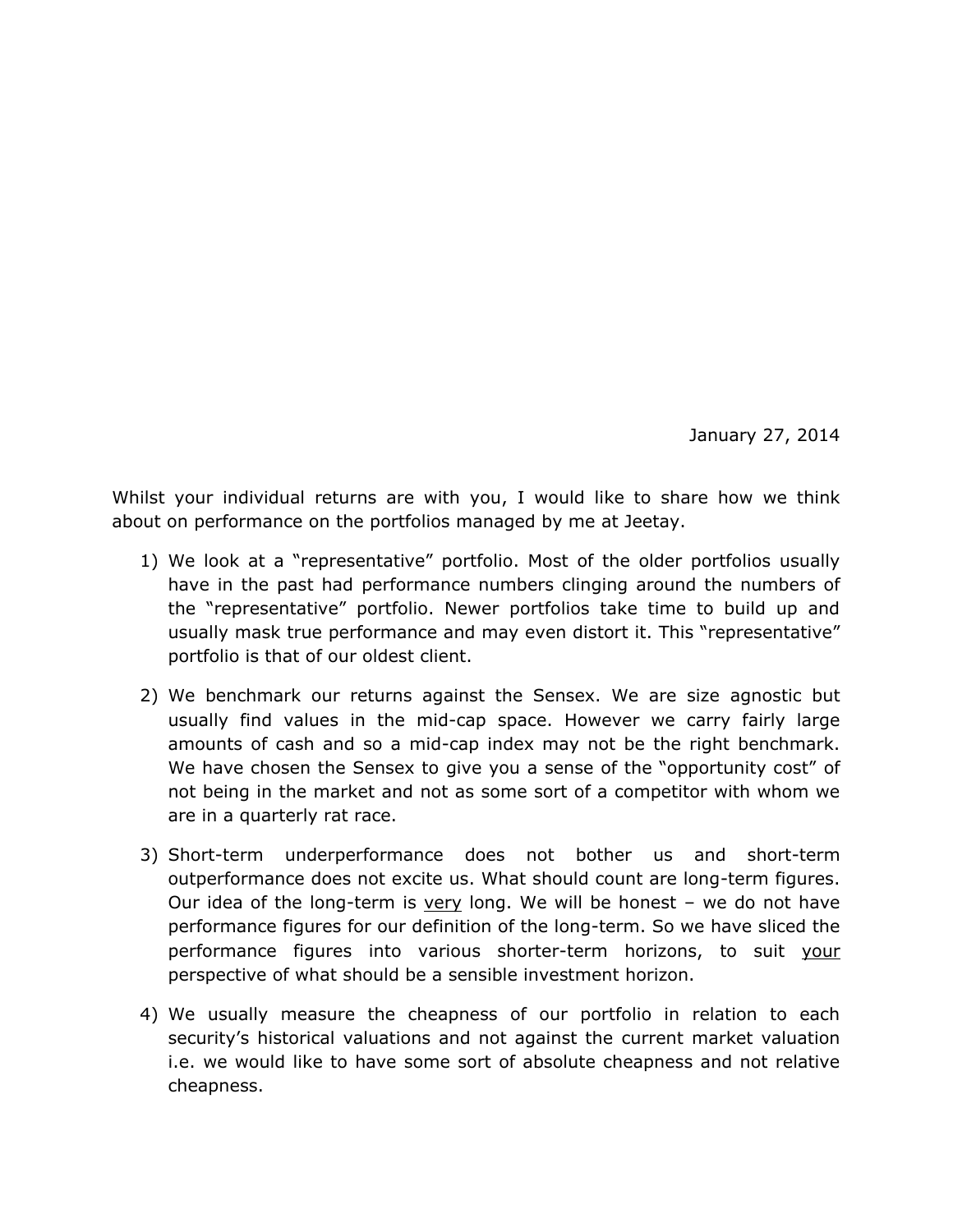January 27, 2014

Whilst your individual returns are with you, I would like to share how we think about on performance on the portfolios managed by me at Jeetay.

1) We look at a "representative" portfolio. Most of the older portfolios usually have in the past had performance numbers clinging around the numbers of the "representative" portfolio. Newer portfolios take time to build up and usually mask true performance and may even distort it. This "representative" portfolio is that of our oldest client.

2) We benchmark our returns against the Sensex. We are size agnostic but usually find values in the mid-cap space. However we carry fairly large amounts of cash and so a mid-cap index may not be the right benchmark. We have chosen the Sensex to give you a sense of the "opportunity cost" of not being in the market and not as some sort of a competitor with whom we are in a quarterly rat race.

3) Short-term underperformance does not bother us and short-term outperformance does not excite us. What should count are long-term figures. Our idea of the long-term is <u>very</u> long. We will be honest – we do not have performance figures for our definition of the long-term. So we have sliced the performance figures into various shorter-term horizons, to suit <u>your</u> perspective of what should be a sensible investment horizon.

4) We usually measure the cheapness of our portfolio in relation to each security's historical valuations and not against the current market valuation i.e. we would like to have some sort of absolute cheapness and not relative cheapness.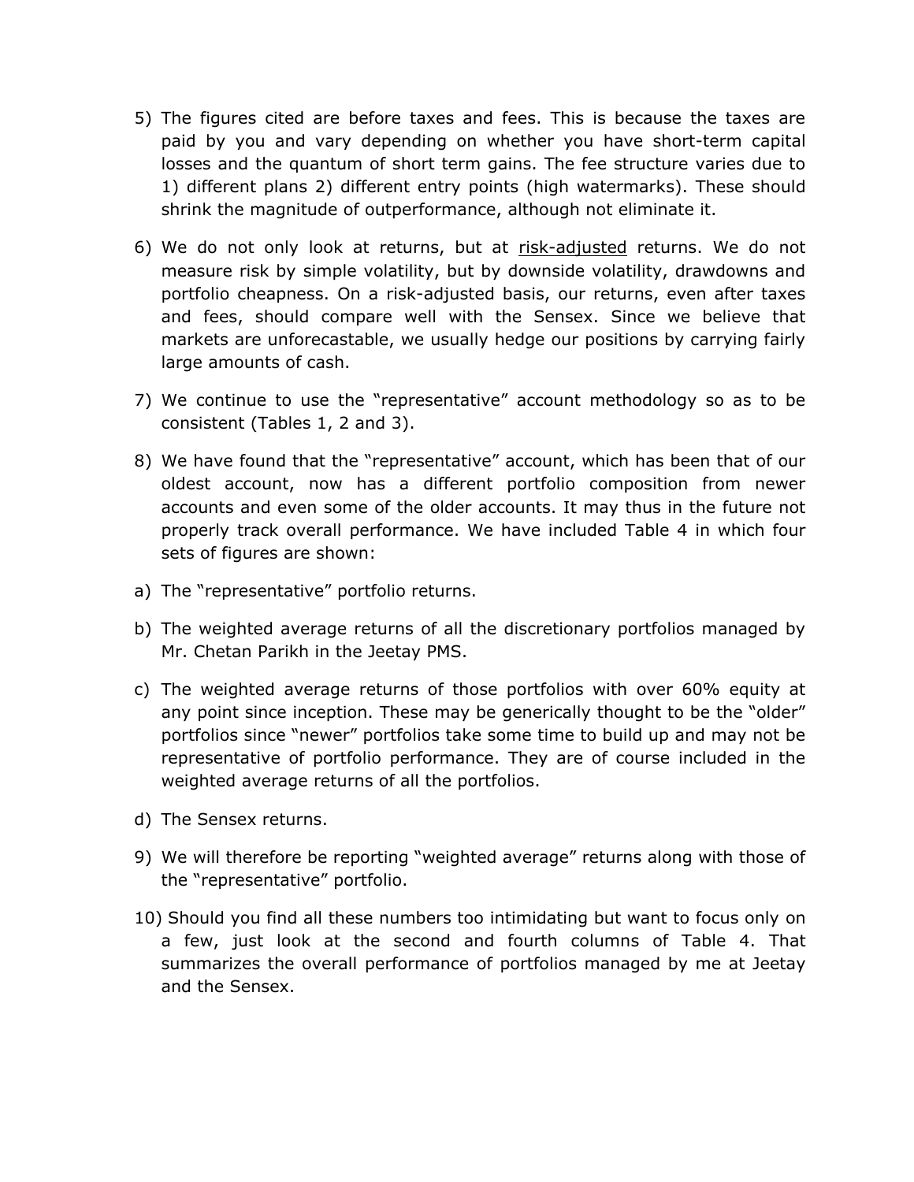5) The figures cited are before taxes and fees. This is because the taxes are paid by you and vary depending on whether you have short-term capital losses and the quantum of short term gains. The fee structure varies due to 1) different plans 2) different entry points (high watermarks). These should shrink the magnitude of outperformance, although not eliminate it.

6) We do not only look at returns, but at <u>risk-adjusted</u> returns. We do not measure risk by simple volatility, but by downside volatility, drawdowns and portfolio cheapness. On a risk-adjusted basis, our returns, even after taxes and fees, should compare well with the Sensex. Since we believe that markets are unforecastable, we usually hedge our positions by carrying fairly large amounts of cash.

7) We continue to use the "representative" account methodology so as to be consistent (Tables 1, 2 and 3).

8) We have found that the "representative" account, which has been that of our oldest account, now has a different portfolio composition from newer accounts and even some of the older accounts. It may thus in the future not properly track overall performance. We have included Table 4 in which four sets of figures are shown:

a) The "representative" portfolio returns.

b) The weighted average returns of all the discretionary portfolios managed by Mr. Chetan Parikh in the Jeetay PMS.

c) The weighted average returns of those portfolios with over 60% equity at any point since inception. These may be generically thought to be the "older" portfolios since "newer" portfolios take some time to build up and may not be representative of portfolio performance. They are of course included in the weighted average returns of all the portfolios.

d) The Sensex returns.

9) We will therefore be reporting "weighted average" returns along with those of the "representative" portfolio.

10) Should you find all these numbers too intimidating but want to focus only on a few, just look at the second and fourth columns of Table 4. That summarizes the overall performance of portfolios managed by me at Jeetay and the Sensex.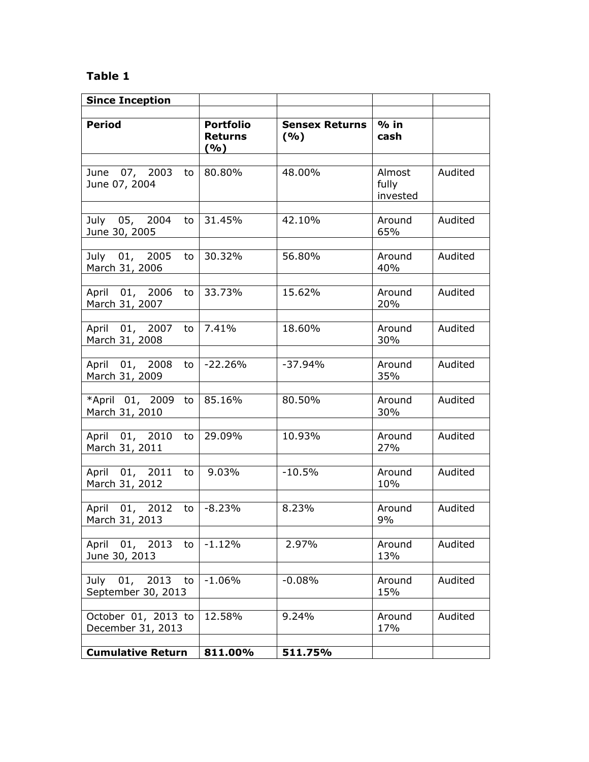**Table 1**

| **Since Inception** | | | | |
|---|---|---|---|---|
| **Period** | **Portfolio Returns (%)** | **Sensex Returns (%)** | **% in cash** | |
| June 07, 2003 to June 07, 2004 | 80.80% | 48.00% | Almost fully invested | Audited |
| July 05, 2004 to June 30, 2005 | 31.45% | 42.10% | Around 65% | Audited |
| July 01, 2005 to March 31, 2006 | 30.32% | 56.80% | Around 40% | Audited |
| April 01, 2006 to March 31, 2007 | 33.73% | 15.62% | Around 20% | Audited |
| April 01, 2007 to March 31, 2008 | 7.41% | 18.60% | Around 30% | Audited |
| April 01, 2008 to March 31, 2009 | -22.26% | -37.94% | Around 35% | Audited |
| *April 01, 2009 to March 31, 2010 | 85.16% | 80.50% | Around 30% | Audited |
| April 01, 2010 to March 31, 2011 | 29.09% | 10.93% | Around 27% | Audited |
| April 01, 2011 to March 31, 2012 | 9.03% | -10.5% | Around 10% | Audited |
| April 01, 2012 to March 31, 2013 | -8.23% | 8.23% | Around 9% | Audited |
| April 01, 2013 to June 30, 2013 | -1.12% | 2.97% | Around 13% | Audited |
| July 01, 2013 to September 30, 2013 | -1.06% | -0.08% | Around 15% | Audited |
| October 01, 2013 to December 31, 2013 | 12.58% | 9.24% | Around 17% | Audited |
| **Cumulative Return** | **811.00%** | **511.75%** | | |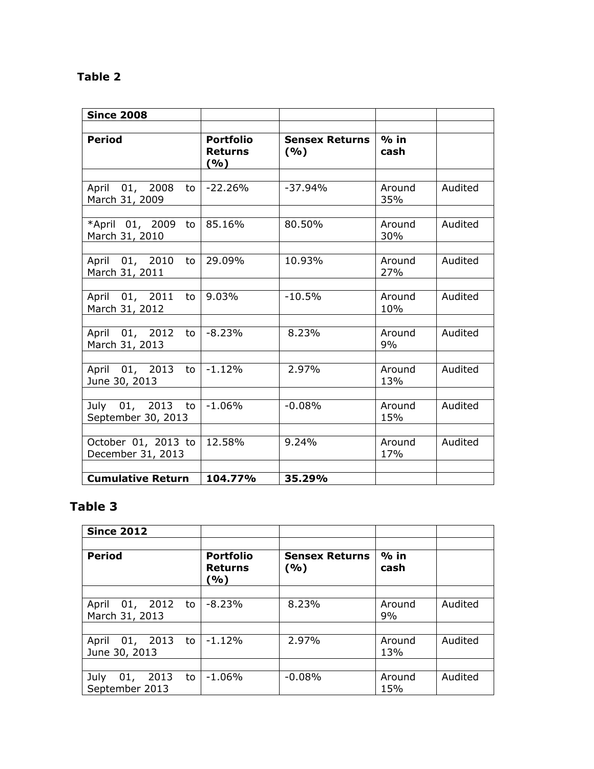## Table 2

| Since 2008 | | | | |
|---|---|---|---|---|
| | | | | |
| **Period** | **Portfolio Returns (%)** | **Sensex Returns (%)** | **% in cash** | |
| | | | | |
| April 01, 2008 to March 31, 2009 | -22.26% | -37.94% | Around 35% | Audited |
| | | | | |
| *April 01, 2009 to March 31, 2010 | 85.16% | 80.50% | Around 30% | Audited |
| | | | | |
| April 01, 2010 to March 31, 2011 | 29.09% | 10.93% | Around 27% | Audited |
| | | | | |
| April 01, 2011 to March 31, 2012 | 9.03% | -10.5% | Around 10% | Audited |
| | | | | |
| April 01, 2012 to March 31, 2013 | -8.23% | 8.23% | Around 9% | Audited |
| | | | | |
| April 01, 2013 to June 30, 2013 | -1.12% | 2.97% | Around 13% | Audited |
| | | | | |
| July 01, 2013 to September 30, 2013 | -1.06% | -0.08% | Around 15% | Audited |
| | | | | |
| October 01, 2013 to December 31, 2013 | 12.58% | 9.24% | Around 17% | Audited |
| | | | | |
| **Cumulative Return** | **104.77%** | **35.29%** | | |

## Table 3

| Since 2012 | | | | |
|---|---|---|---|---|
| | | | | |
| **Period** | **Portfolio Returns (%)** | **Sensex Returns (%)** | **% in cash** | |
| | | | | |
| April 01, 2012 to March 31, 2013 | -8.23% | 8.23% | Around 9% | Audited |
| | | | | |
| April 01, 2013 to June 30, 2013 | -1.12% | 2.97% | Around 13% | Audited |
| | | | | |
| July 01, 2013 to September 2013 | -1.06% | -0.08% | Around 15% | Audited |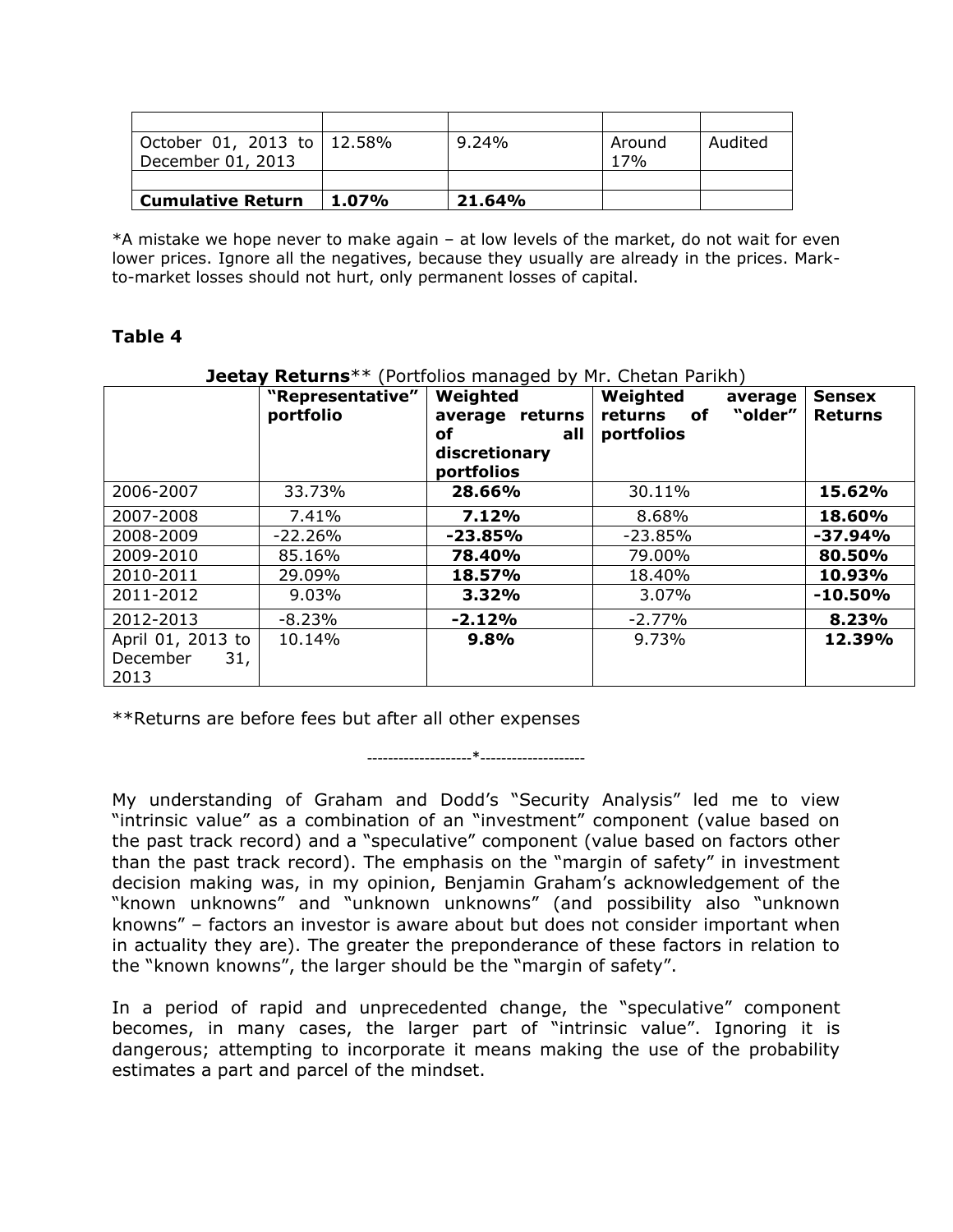| | | | | |
|---|---|---|---|---|
| | | | | |
| October 01, 2013 to December 01, 2013 | 12.58% | 9.24% | Around 17% | Audited |
| | | | | |
| **Cumulative Return** | **1.07%** | **21.64%** | | |

*A mistake we hope never to make again – at low levels of the market, do not wait for even lower prices. Ignore all the negatives, because they usually are already in the prices. Mark-to-market losses should not hurt, only permanent losses of capital.

## Table 4

**Jeetay Returns**** (Portfolios managed by Mr. Chetan Parikh)

| | **"Representative" portfolio** | **Weighted average returns of all discretionary portfolios** | **Weighted average returns of "older" portfolios** | **Sensex Returns** |
|---|---|---|---|---|
| 2006-2007 | 33.73% | **28.66%** | 30.11% | **15.62%** |
| 2007-2008 | 7.41% | **7.12%** | 8.68% | **18.60%** |
| 2008-2009 | -22.26% | **-23.85%** | -23.85% | **-37.94%** |
| 2009-2010 | 85.16% | **78.40%** | 79.00% | **80.50%** |
| 2010-2011 | 29.09% | **18.57%** | 18.40% | **10.93%** |
| 2011-2012 | 9.03% | **3.32%** | 3.07% | **-10.50%** |
| 2012-2013 | -8.23% | **-2.12%** | -2.77% | **8.23%** |
| April 01, 2013 to December 31, 2013 | 10.14% | **9.8%** | 9.73% | **12.39%** |

**Returns are before fees but after all other expenses

--------------------*--------------------

My understanding of Graham and Dodd's "Security Analysis" led me to view "intrinsic value" as a combination of an "investment" component (value based on the past track record) and a "speculative" component (value based on factors other than the past track record). The emphasis on the "margin of safety" in investment decision making was, in my opinion, Benjamin Graham's acknowledgement of the "known unknowns" and "unknown unknowns" (and possibility also "unknown knowns" – factors an investor is aware about but does not consider important when in actuality they are). The greater the preponderance of these factors in relation to the "known knowns", the larger should be the "margin of safety".

In a period of rapid and unprecedented change, the "speculative" component becomes, in many cases, the larger part of "intrinsic value". Ignoring it is dangerous; attempting to incorporate it means making the use of the probability estimates a part and parcel of the mindset.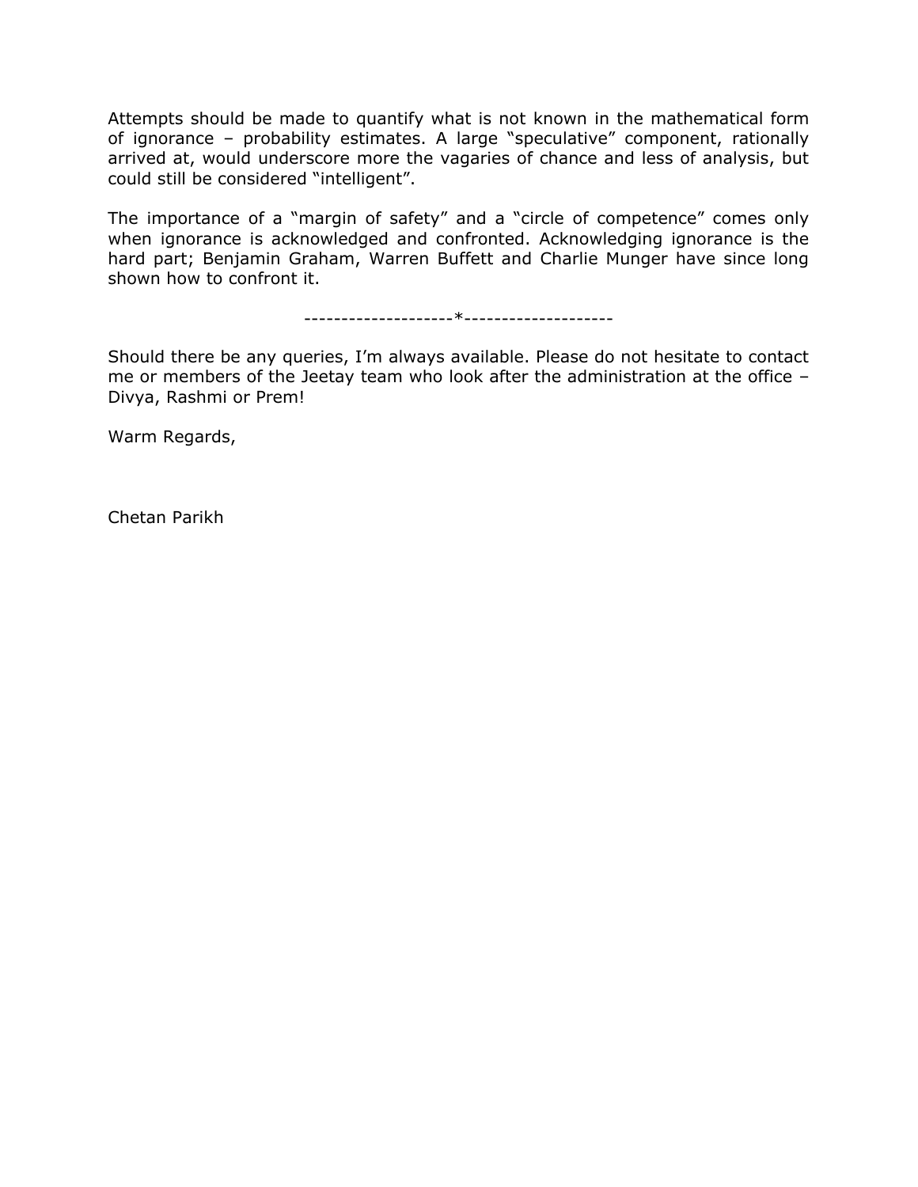Attempts should be made to quantify what is not known in the mathematical form of ignorance – probability estimates. A large "speculative" component, rationally arrived at, would underscore more the vagaries of chance and less of analysis, but could still be considered "intelligent".

The importance of a "margin of safety" and a "circle of competence" comes only when ignorance is acknowledged and confronted. Acknowledging ignorance is the hard part; Benjamin Graham, Warren Buffett and Charlie Munger have since long shown how to confront it.

--------------------*--------------------

Should there be any queries, I'm always available. Please do not hesitate to contact me or members of the Jeetay team who look after the administration at the office – Divya, Rashmi or Prem!

Warm Regards,

Chetan Parikh